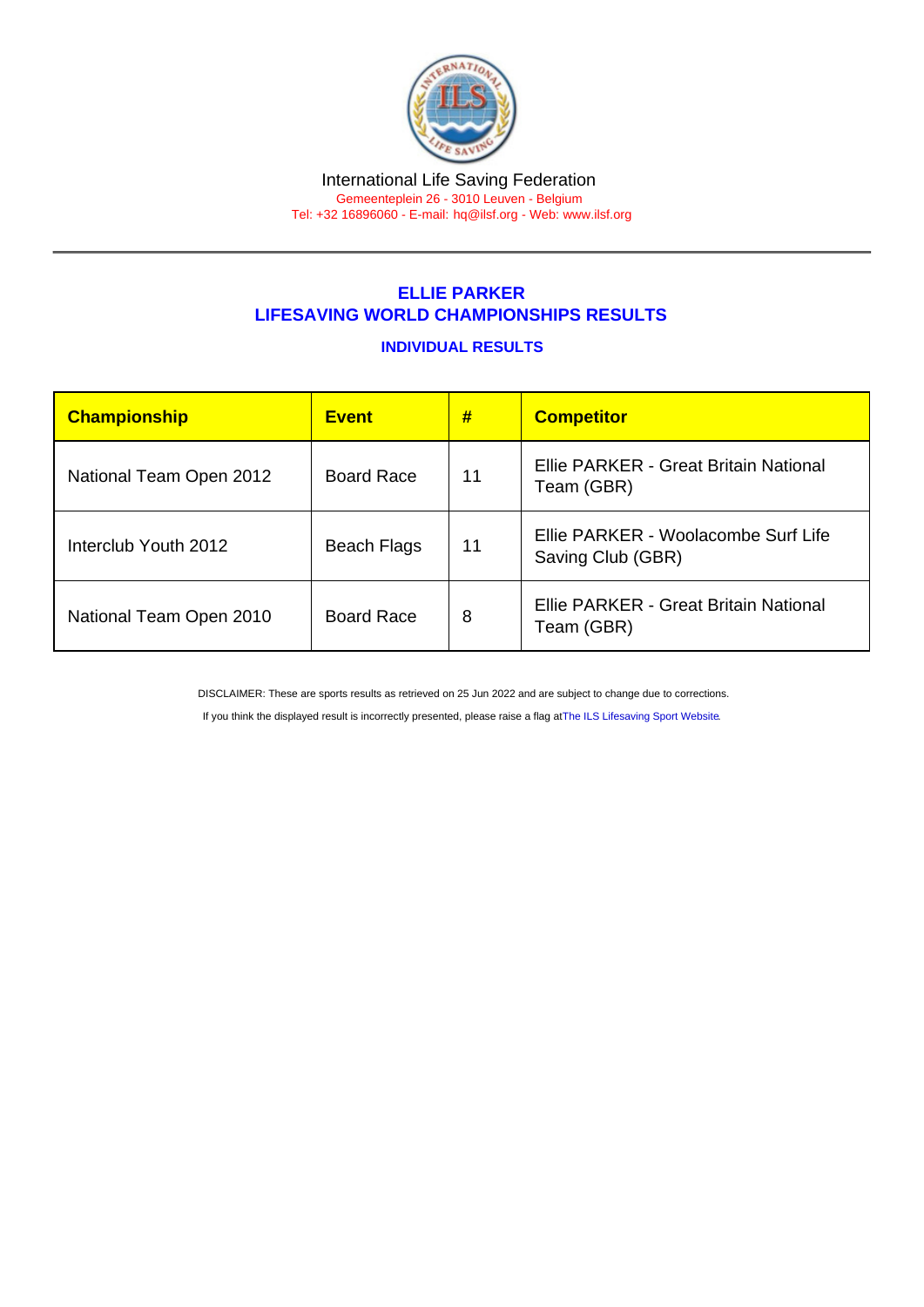International Life Saving Federation

Gemeenteplein 26 - 3010 Leuven - Belgium

Tel: +32 16896060 - E-mail: hq@ilsf.org - Web: www.ilsf.org

## ELLIE PARKER
## LIFESAVING WORLD CHAMPIONSHIPS RESULTS

### INDIVIDUAL RESULTS

| Championship | Event | # | Competitor |
| --- | --- | --- | --- |
| National Team Open 2012 | Board Race | 11 | Ellie PARKER - Great Britain National Team (GBR) |
| Interclub Youth 2012 | Beach Flags | 11 | Ellie PARKER - Woolacombe Surf Life Saving Club (GBR) |
| National Team Open 2010 | Board Race | 8 | Ellie PARKER - Great Britain National Team (GBR) |

DISCLAIMER: These are sports results as retrieved on 25 Jun 2022 and are subject to change due to corrections.

If you think the displayed result is incorrectly presented, please raise a flag at The ILS Lifesaving Sport Website.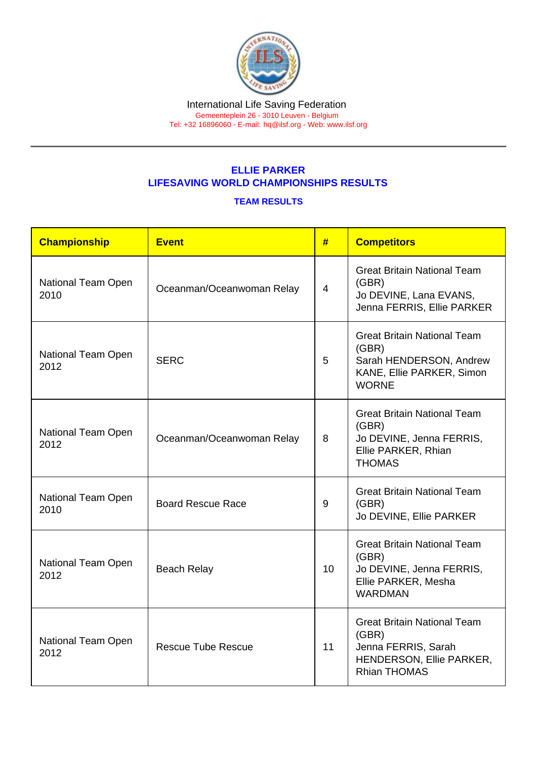International Life Saving Federation
Gemeenteplein 26 - 3010 Leuven - Belgium
Tel: +32 16896060 - E-mail: hq@ilsf.org - Web: www.ilsf.org

## ELLIE PARKER
## LIFESAVING WORLD CHAMPIONSHIPS RESULTS

### TEAM RESULTS

| Championship | Event | # | Competitors |
|---|---|---|---|
| National Team Open 2010 | Oceanman/Oceanwoman Relay | 4 | Great Britain National Team (GBR) Jo DEVINE, Lana EVANS, Jenna FERRIS, Ellie PARKER |
| National Team Open 2012 | SERC | 5 | Great Britain National Team (GBR) Sarah HENDERSON, Andrew KANE, Ellie PARKER, Simon WORNE |
| National Team Open 2012 | Oceanman/Oceanwoman Relay | 8 | Great Britain National Team (GBR) Jo DEVINE, Jenna FERRIS, Ellie PARKER, Rhian THOMAS |
| National Team Open 2010 | Board Rescue Race | 9 | Great Britain National Team (GBR) Jo DEVINE, Ellie PARKER |
| National Team Open 2012 | Beach Relay | 10 | Great Britain National Team (GBR) Jo DEVINE, Jenna FERRIS, Ellie PARKER, Mesha WARDMAN |
| National Team Open 2012 | Rescue Tube Rescue | 11 | Great Britain National Team (GBR) Jenna FERRIS, Sarah HENDERSON, Ellie PARKER, Rhian THOMAS |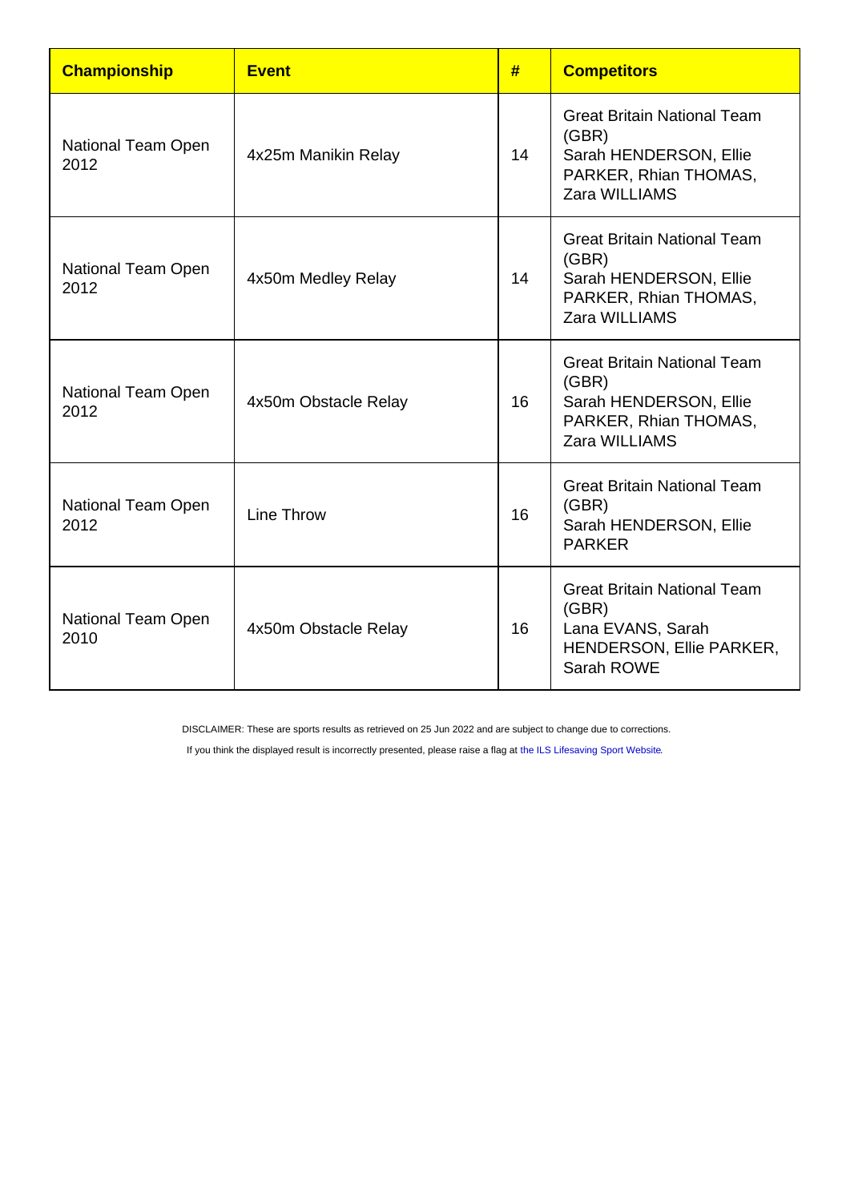| Championship | Event | # | Competitors |
|---|---|---|---|
| National Team Open 2012 | 4x25m Manikin Relay | 14 | Great Britain National Team (GBR) Sarah HENDERSON, Ellie PARKER, Rhian THOMAS, Zara WILLIAMS |
| National Team Open 2012 | 4x50m Medley Relay | 14 | Great Britain National Team (GBR) Sarah HENDERSON, Ellie PARKER, Rhian THOMAS, Zara WILLIAMS |
| National Team Open 2012 | 4x50m Obstacle Relay | 16 | Great Britain National Team (GBR) Sarah HENDERSON, Ellie PARKER, Rhian THOMAS, Zara WILLIAMS |
| National Team Open 2012 | Line Throw | 16 | Great Britain National Team (GBR) Sarah HENDERSON, Ellie PARKER |
| National Team Open 2010 | 4x50m Obstacle Relay | 16 | Great Britain National Team (GBR) Lana EVANS, Sarah HENDERSON, Ellie PARKER, Sarah ROWE |

DISCLAIMER: These are sports results as retrieved on 25 Jun 2022 and are subject to change due to corrections.

If you think the displayed result is incorrectly presented, please raise a flag at the ILS Lifesaving Sport Website.